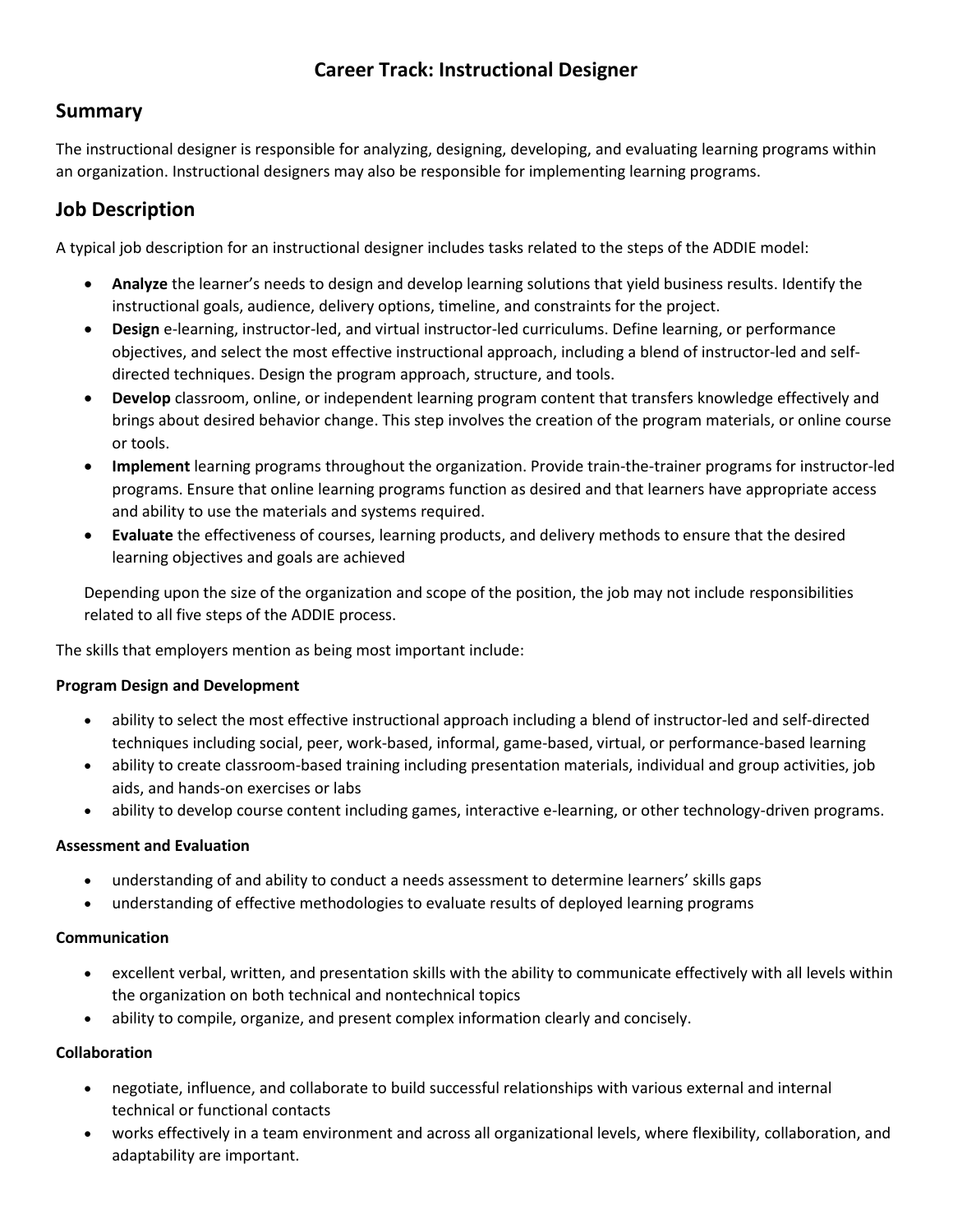# Career Track: Instructional Designer

## Summary

The instructional designer is responsible for analyzing, designing, developing, and evaluating learning programs within an organization. Instructional designers may also be responsible for implementing learning programs.

## Job Description

A typical job description for an instructional designer includes tasks related to the steps of the ADDIE model:

- **Analyze** the learner's needs to design and develop learning solutions that yield business results. Identify the instructional goals, audience, delivery options, timeline, and constraints for the project.
- **Design** e-learning, instructor-led, and virtual instructor-led curriculums. Define learning, or performance objectives, and select the most effective instructional approach, including a blend of instructor-led and self-directed techniques. Design the program approach, structure, and tools.
- **Develop** classroom, online, or independent learning program content that transfers knowledge effectively and brings about desired behavior change. This step involves the creation of the program materials, or online course or tools.
- **Implement** learning programs throughout the organization. Provide train-the-trainer programs for instructor-led programs. Ensure that online learning programs function as desired and that learners have appropriate access and ability to use the materials and systems required.
- **Evaluate** the effectiveness of courses, learning products, and delivery methods to ensure that the desired learning objectives and goals are achieved

Depending upon the size of the organization and scope of the position, the job may not include responsibilities related to all five steps of the ADDIE process.

The skills that employers mention as being most important include:

**Program Design and Development**

- ability to select the most effective instructional approach including a blend of instructor-led and self-directed techniques including social, peer, work-based, informal, game-based, virtual, or performance-based learning
- ability to create classroom-based training including presentation materials, individual and group activities, job aids, and hands-on exercises or labs
- ability to develop course content including games, interactive e-learning, or other technology-driven programs.

**Assessment and Evaluation**

- understanding of and ability to conduct a needs assessment to determine learners' skills gaps
- understanding of effective methodologies to evaluate results of deployed learning programs

**Communication**

- excellent verbal, written, and presentation skills with the ability to communicate effectively with all levels within the organization on both technical and nontechnical topics
- ability to compile, organize, and present complex information clearly and concisely.

**Collaboration**

- negotiate, influence, and collaborate to build successful relationships with various external and internal technical or functional contacts
- works effectively in a team environment and across all organizational levels, where flexibility, collaboration, and adaptability are important.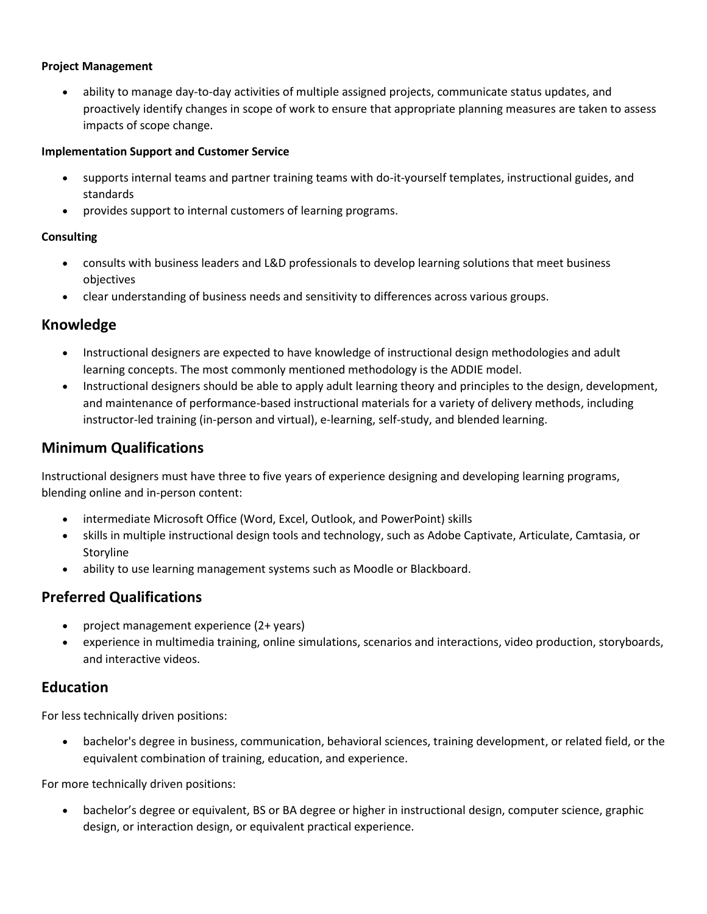**Project Management**

- ability to manage day-to-day activities of multiple assigned projects, communicate status updates, and proactively identify changes in scope of work to ensure that appropriate planning measures are taken to assess impacts of scope change.

**Implementation Support and Customer Service**

- supports internal teams and partner training teams with do-it-yourself templates, instructional guides, and standards
- provides support to internal customers of learning programs.

**Consulting**

- consults with business leaders and L&D professionals to develop learning solutions that meet business objectives
- clear understanding of business needs and sensitivity to differences across various groups.

## Knowledge

- Instructional designers are expected to have knowledge of instructional design methodologies and adult learning concepts. The most commonly mentioned methodology is the ADDIE model.
- Instructional designers should be able to apply adult learning theory and principles to the design, development, and maintenance of performance-based instructional materials for a variety of delivery methods, including instructor-led training (in-person and virtual), e-learning, self-study, and blended learning.

## Minimum Qualifications

Instructional designers must have three to five years of experience designing and developing learning programs, blending online and in-person content:

- intermediate Microsoft Office (Word, Excel, Outlook, and PowerPoint) skills
- skills in multiple instructional design tools and technology, such as Adobe Captivate, Articulate, Camtasia, or Storyline
- ability to use learning management systems such as Moodle or Blackboard.

## Preferred Qualifications

- project management experience (2+ years)
- experience in multimedia training, online simulations, scenarios and interactions, video production, storyboards, and interactive videos.

## Education

For less technically driven positions:

- bachelor's degree in business, communication, behavioral sciences, training development, or related field, or the equivalent combination of training, education, and experience.

For more technically driven positions:

- bachelor's degree or equivalent, BS or BA degree or higher in instructional design, computer science, graphic design, or interaction design, or equivalent practical experience.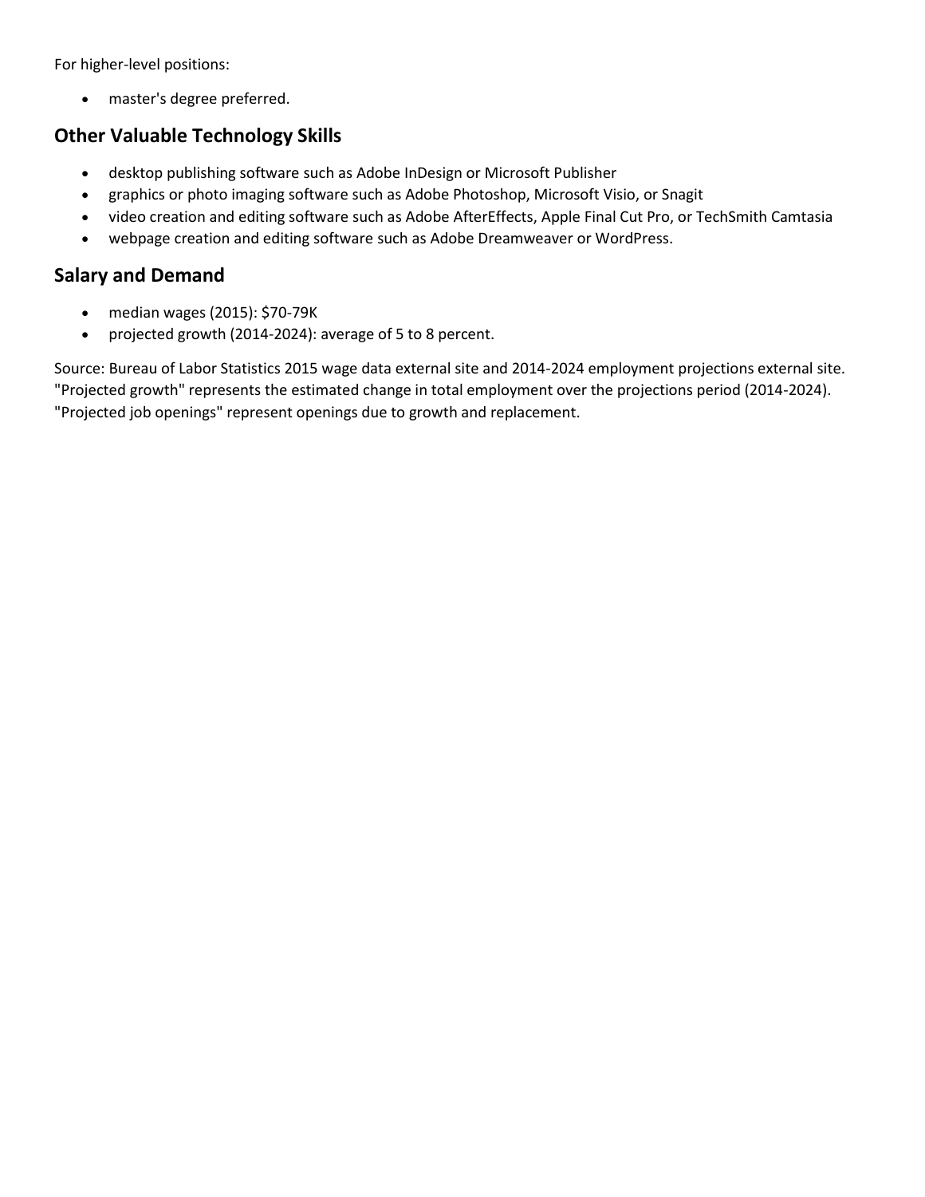For higher-level positions:

- master's degree preferred.

## Other Valuable Technology Skills

- desktop publishing software such as Adobe InDesign or Microsoft Publisher
- graphics or photo imaging software such as Adobe Photoshop, Microsoft Visio, or Snagit
- video creation and editing software such as Adobe AfterEffects, Apple Final Cut Pro, or TechSmith Camtasia
- webpage creation and editing software such as Adobe Dreamweaver or WordPress.

## Salary and Demand

- median wages (2015): $70-79K
- projected growth (2014-2024): average of 5 to 8 percent.

Source: Bureau of Labor Statistics 2015 wage data external site and 2014-2024 employment projections external site. "Projected growth" represents the estimated change in total employment over the projections period (2014-2024). "Projected job openings" represent openings due to growth and replacement.